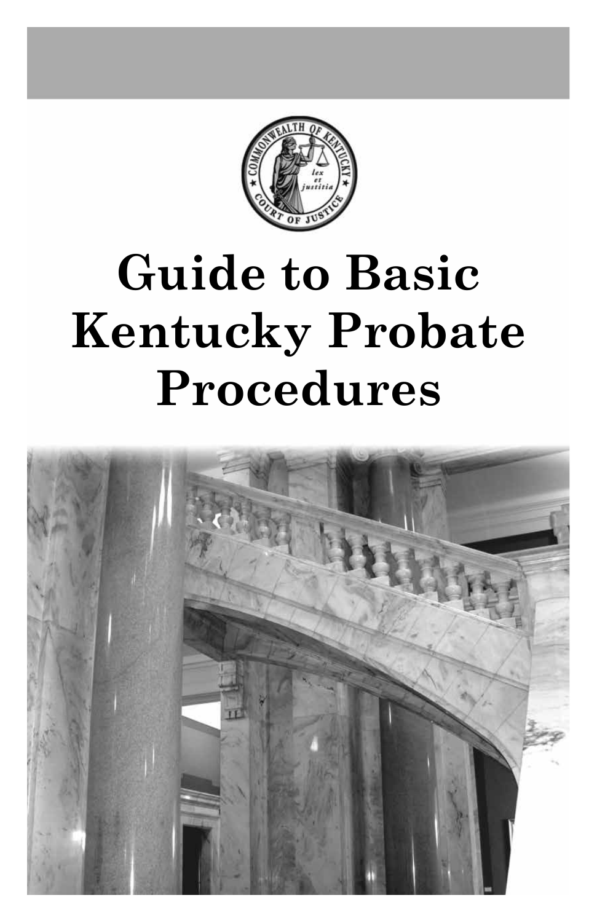# Guide to Basic Kentucky Probate Procedures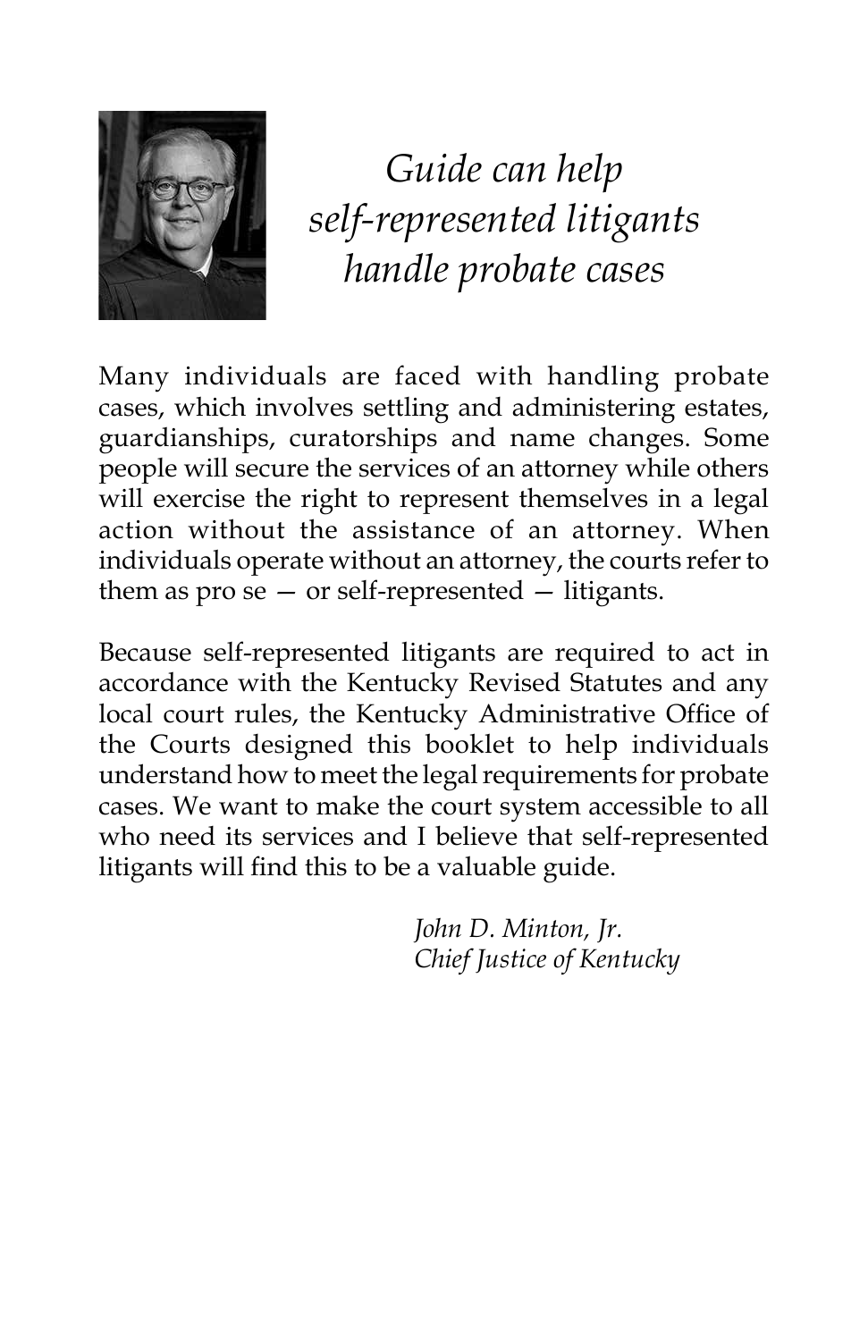*Guide can help self-represented litigants handle probate cases*

Many individuals are faced with handling probate cases, which involves settling and administering estates, guardianships, curatorships and name changes. Some people will secure the services of an attorney while others will exercise the right to represent themselves in a legal action without the assistance of an attorney. When individuals operate without an attorney, the courts refer to them as pro se — or self-represented — litigants.

Because self-represented litigants are required to act in accordance with the Kentucky Revised Statutes and any local court rules, the Kentucky Administrative Office of the Courts designed this booklet to help individuals understand how to meet the legal requirements for probate cases. We want to make the court system accessible to all who need its services and I believe that self-represented litigants will find this to be a valuable guide.

*John D. Minton, Jr.*
*Chief Justice of Kentucky*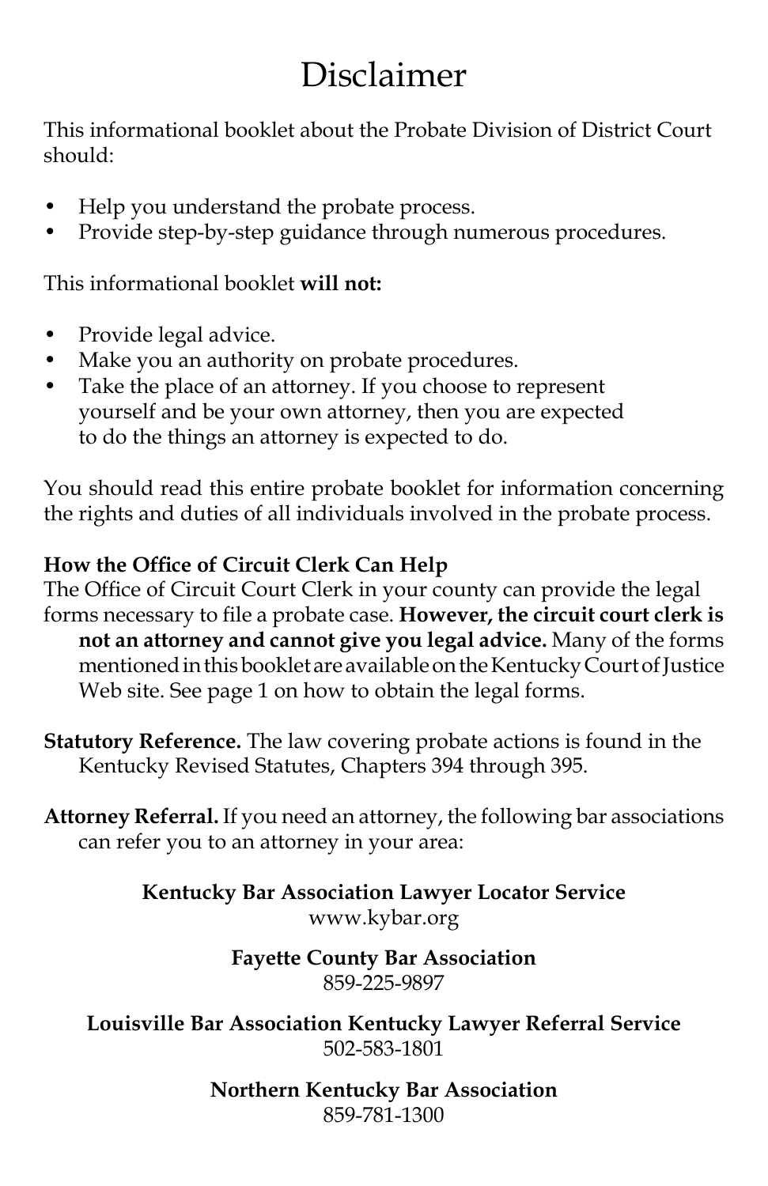# Disclaimer

This informational booklet about the Probate Division of District Court should:

- Help you understand the probate process.
- Provide step-by-step guidance through numerous procedures.

This informational booklet **will not:**

- Provide legal advice.
- Make you an authority on probate procedures.
- Take the place of an attorney. If you choose to represent yourself and be your own attorney, then you are expected to do the things an attorney is expected to do.

You should read this entire probate booklet for information concerning the rights and duties of all individuals involved in the probate process.

**How the Office of Circuit Clerk Can Help**
The Office of Circuit Court Clerk in your county can provide the legal forms necessary to file a probate case. **However, the circuit court clerk is not an attorney and cannot give you legal advice.** Many of the forms mentioned in this booklet are available on the Kentucky Court of Justice Web site. See page 1 on how to obtain the legal forms.

**Statutory Reference.** The law covering probate actions is found in the Kentucky Revised Statutes, Chapters 394 through 395.

**Attorney Referral.** If you need an attorney, the following bar associations can refer you to an attorney in your area:

**Kentucky Bar Association Lawyer Locator Service**
www.kybar.org

**Fayette County Bar Association**
859-225-9897

**Louisville Bar Association Kentucky Lawyer Referral Service**
502-583-1801

**Northern Kentucky Bar Association**
859-781-1300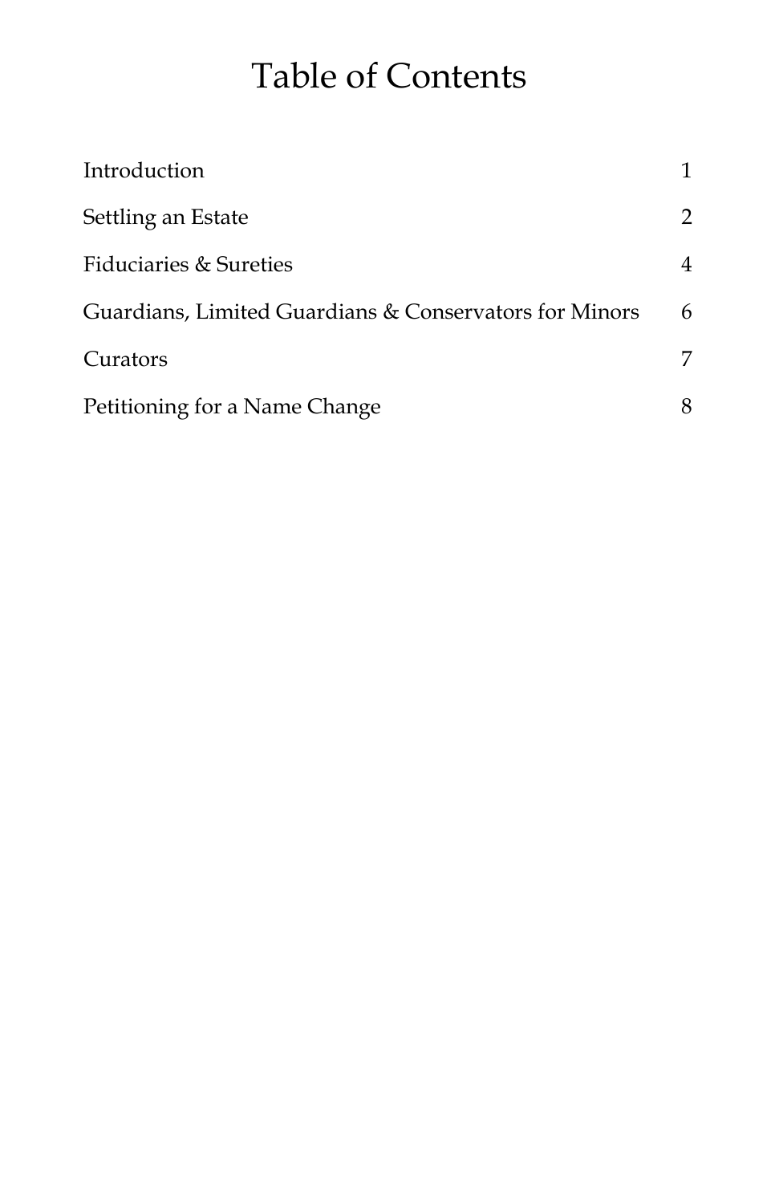# Table of Contents

| | |
|---|---|
| Introduction | 1 |
| Settling an Estate | 2 |
| Fiduciaries & Sureties | 4 |
| Guardians, Limited Guardians & Conservators for Minors | 6 |
| Curators | 7 |
| Petitioning for a Name Change | 8 |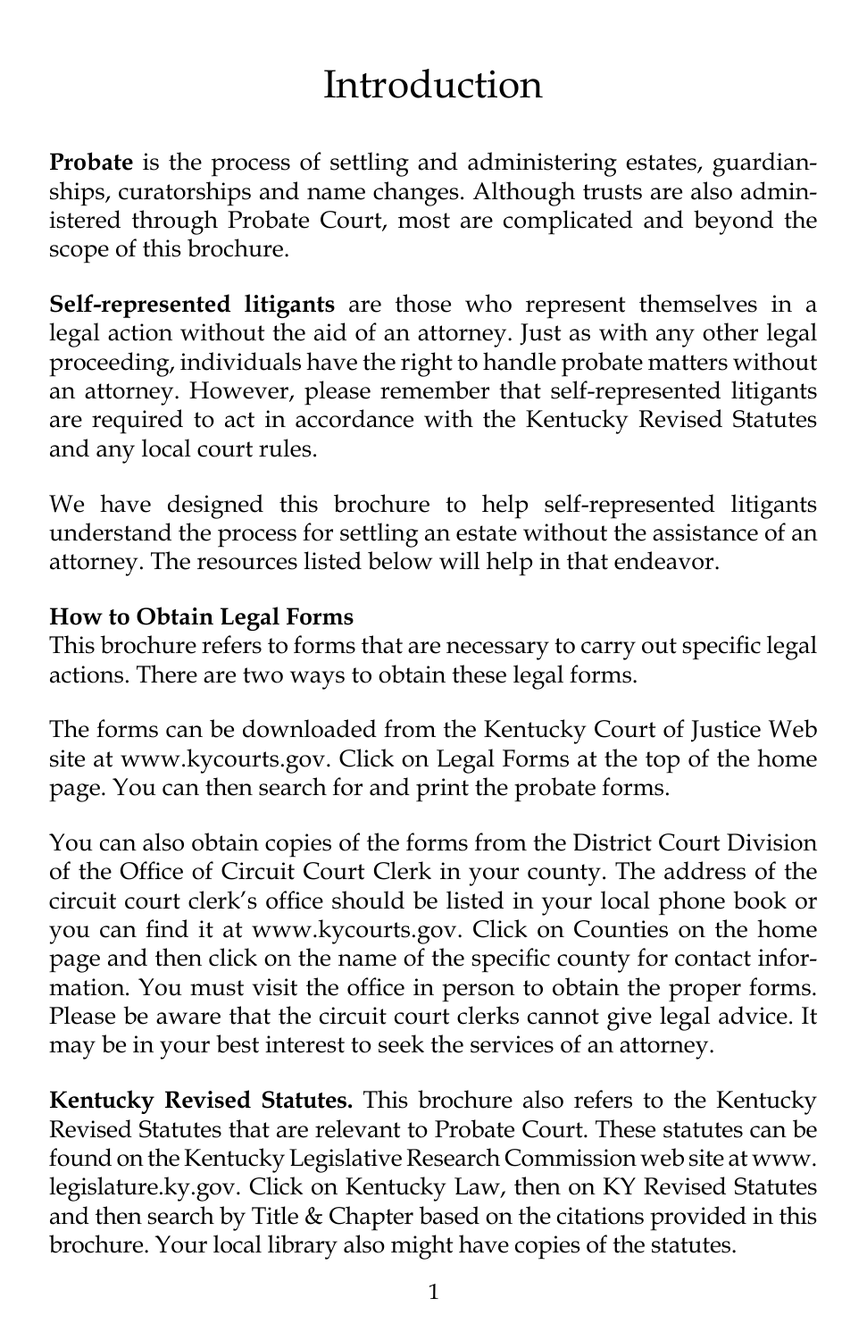# Introduction

**Probate** is the process of settling and administering estates, guardianships, curatorships and name changes. Although trusts are also administered through Probate Court, most are complicated and beyond the scope of this brochure.

**Self-represented litigants** are those who represent themselves in a legal action without the aid of an attorney. Just as with any other legal proceeding, individuals have the right to handle probate matters without an attorney. However, please remember that self-represented litigants are required to act in accordance with the Kentucky Revised Statutes and any local court rules.

We have designed this brochure to help self-represented litigants understand the process for settling an estate without the assistance of an attorney. The resources listed below will help in that endeavor.

**How to Obtain Legal Forms**
This brochure refers to forms that are necessary to carry out specific legal actions. There are two ways to obtain these legal forms.

The forms can be downloaded from the Kentucky Court of Justice Web site at www.kycourts.gov. Click on Legal Forms at the top of the home page. You can then search for and print the probate forms.

You can also obtain copies of the forms from the District Court Division of the Office of Circuit Court Clerk in your county. The address of the circuit court clerk's office should be listed in your local phone book or you can find it at www.kycourts.gov. Click on Counties on the home page and then click on the name of the specific county for contact information. You must visit the office in person to obtain the proper forms. Please be aware that the circuit court clerks cannot give legal advice. It may be in your best interest to seek the services of an attorney.

**Kentucky Revised Statutes.** This brochure also refers to the Kentucky Revised Statutes that are relevant to Probate Court. These statutes can be found on the Kentucky Legislative Research Commission web site at www.legislature.ky.gov. Click on Kentucky Law, then on KY Revised Statutes and then search by Title & Chapter based on the citations provided in this brochure. Your local library also might have copies of the statutes.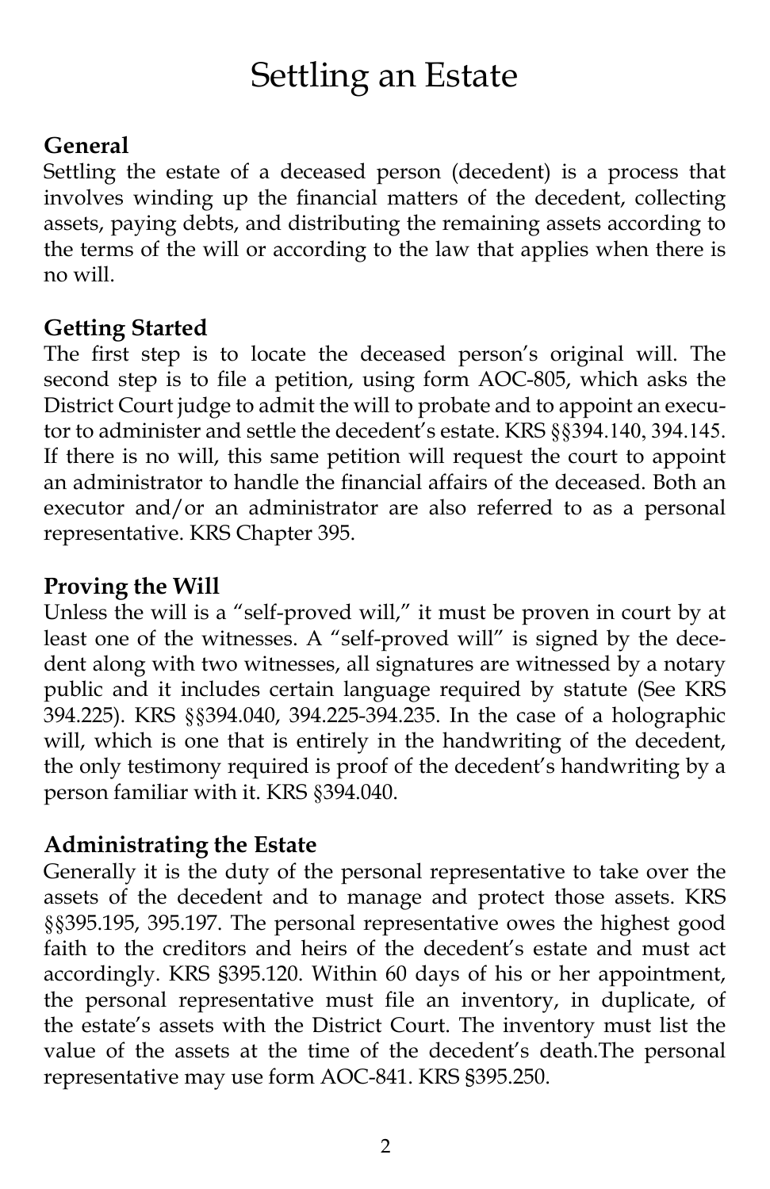# Settling an Estate

## General

Settling the estate of a deceased person (decedent) is a process that involves winding up the financial matters of the decedent, collecting assets, paying debts, and distributing the remaining assets according to the terms of the will or according to the law that applies when there is no will.

## Getting Started

The first step is to locate the deceased person's original will. The second step is to file a petition, using form AOC-805, which asks the District Court judge to admit the will to probate and to appoint an executor to administer and settle the decedent's estate. KRS §§394.140, 394.145. If there is no will, this same petition will request the court to appoint an administrator to handle the financial affairs of the deceased. Both an executor and/or an administrator are also referred to as a personal representative. KRS Chapter 395.

## Proving the Will

Unless the will is a "self-proved will," it must be proven in court by at least one of the witnesses. A "self-proved will" is signed by the decedent along with two witnesses, all signatures are witnessed by a notary public and it includes certain language required by statute (See KRS 394.225). KRS §§394.040, 394.225-394.235. In the case of a holographic will, which is one that is entirely in the handwriting of the decedent, the only testimony required is proof of the decedent's handwriting by a person familiar with it. KRS §394.040.

## Administrating the Estate

Generally it is the duty of the personal representative to take over the assets of the decedent and to manage and protect those assets. KRS §§395.195, 395.197. The personal representative owes the highest good faith to the creditors and heirs of the decedent's estate and must act accordingly. KRS §395.120. Within 60 days of his or her appointment, the personal representative must file an inventory, in duplicate, of the estate's assets with the District Court. The inventory must list the value of the assets at the time of the decedent's death.The personal representative may use form AOC-841. KRS §395.250.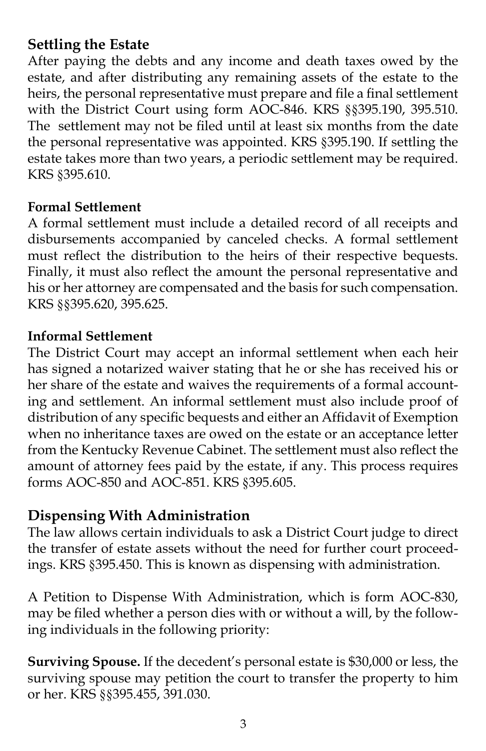## Settling the Estate

After paying the debts and any income and death taxes owed by the estate, and after distributing any remaining assets of the estate to the heirs, the personal representative must prepare and file a final settlement with the District Court using form AOC-846. KRS §§395.190, 395.510. The settlement may not be filed until at least six months from the date the personal representative was appointed. KRS §395.190. If settling the estate takes more than two years, a periodic settlement may be required. KRS §395.610.

### Formal Settlement

A formal settlement must include a detailed record of all receipts and disbursements accompanied by canceled checks. A formal settlement must reflect the distribution to the heirs of their respective bequests. Finally, it must also reflect the amount the personal representative and his or her attorney are compensated and the basis for such compensation. KRS §§395.620, 395.625.

### Informal Settlement

The District Court may accept an informal settlement when each heir has signed a notarized waiver stating that he or she has received his or her share of the estate and waives the requirements of a formal accounting and settlement. An informal settlement must also include proof of distribution of any specific bequests and either an Affidavit of Exemption when no inheritance taxes are owed on the estate or an acceptance letter from the Kentucky Revenue Cabinet. The settlement must also reflect the amount of attorney fees paid by the estate, if any. This process requires forms AOC-850 and AOC-851. KRS §395.605.

## Dispensing With Administration

The law allows certain individuals to ask a District Court judge to direct the transfer of estate assets without the need for further court proceedings. KRS §395.450. This is known as dispensing with administration.

A Petition to Dispense With Administration, which is form AOC-830, may be filed whether a person dies with or without a will, by the following individuals in the following priority:

**Surviving Spouse.** If the decedent's personal estate is $30,000 or less, the surviving spouse may petition the court to transfer the property to him or her. KRS §§395.455, 391.030.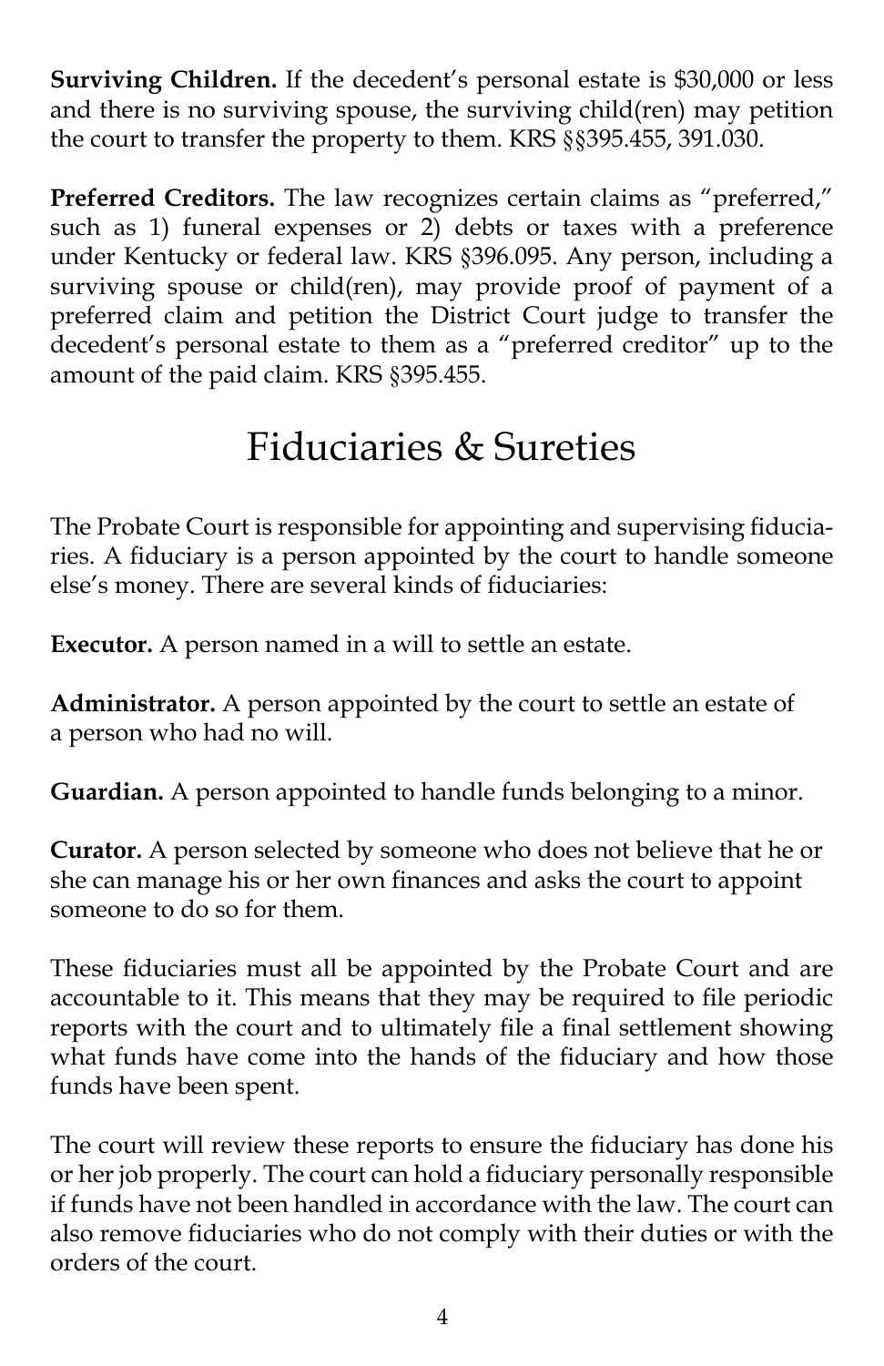**Surviving Children.** If the decedent's personal estate is $30,000 or less and there is no surviving spouse, the surviving child(ren) may petition the court to transfer the property to them. KRS §§395.455, 391.030.

**Preferred Creditors.** The law recognizes certain claims as "preferred," such as 1) funeral expenses or 2) debts or taxes with a preference under Kentucky or federal law. KRS §396.095. Any person, including a surviving spouse or child(ren), may provide proof of payment of a preferred claim and petition the District Court judge to transfer the decedent's personal estate to them as a "preferred creditor" up to the amount of the paid claim. KRS §395.455.

## Fiduciaries & Sureties

The Probate Court is responsible for appointing and supervising fiduciaries. A fiduciary is a person appointed by the court to handle someone else's money. There are several kinds of fiduciaries:

**Executor.** A person named in a will to settle an estate.

**Administrator.** A person appointed by the court to settle an estate of a person who had no will.

**Guardian.** A person appointed to handle funds belonging to a minor.

**Curator.** A person selected by someone who does not believe that he or she can manage his or her own finances and asks the court to appoint someone to do so for them.

These fiduciaries must all be appointed by the Probate Court and are accountable to it. This means that they may be required to file periodic reports with the court and to ultimately file a final settlement showing what funds have come into the hands of the fiduciary and how those funds have been spent.

The court will review these reports to ensure the fiduciary has done his or her job properly. The court can hold a fiduciary personally responsible if funds have not been handled in accordance with the law. The court can also remove fiduciaries who do not comply with their duties or with the orders of the court.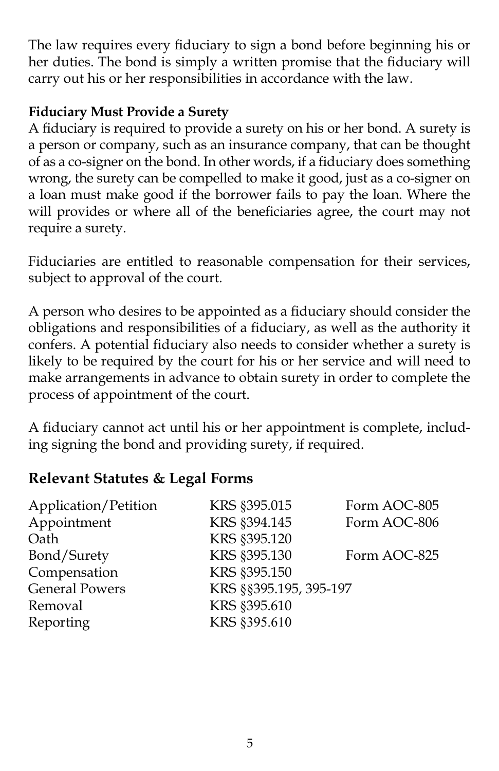The law requires every fiduciary to sign a bond before beginning his or her duties. The bond is simply a written promise that the fiduciary will carry out his or her responsibilities in accordance with the law.

**Fiduciary Must Provide a Surety**

A fiduciary is required to provide a surety on his or her bond. A surety is a person or company, such as an insurance company, that can be thought of as a co-signer on the bond. In other words, if a fiduciary does something wrong, the surety can be compelled to make it good, just as a co-signer on a loan must make good if the borrower fails to pay the loan. Where the will provides or where all of the beneficiaries agree, the court may not require a surety.

Fiduciaries are entitled to reasonable compensation for their services, subject to approval of the court.

A person who desires to be appointed as a fiduciary should consider the obligations and responsibilities of a fiduciary, as well as the authority it confers. A potential fiduciary also needs to consider whether a surety is likely to be required by the court for his or her service and will need to make arrangements in advance to obtain surety in order to complete the process of appointment of the court.

A fiduciary cannot act until his or her appointment is complete, including signing the bond and providing surety, if required.

## Relevant Statutes & Legal Forms

| | | |
|---|---|---|
| Application/Petition | KRS §395.015 | Form AOC-805 |
| Appointment | KRS §394.145 | Form AOC-806 |
| Oath | KRS §395.120 | |
| Bond/Surety | KRS §395.130 | Form AOC-825 |
| Compensation | KRS §395.150 | |
| General Powers | KRS §§395.195, 395-197 | |
| Removal | KRS §395.610 | |
| Reporting | KRS §395.610 | |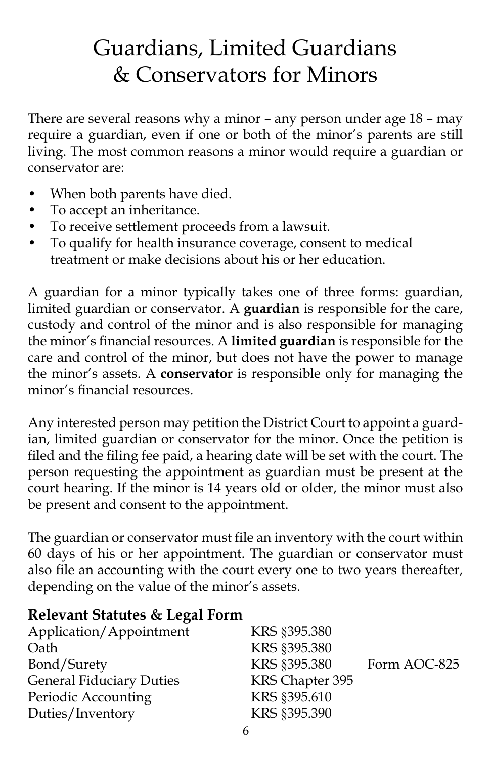# Guardians, Limited Guardians & Conservators for Minors

There are several reasons why a minor – any person under age 18 – may require a guardian, even if one or both of the minor's parents are still living. The most common reasons a minor would require a guardian or conservator are:

- When both parents have died.
- To accept an inheritance.
- To receive settlement proceeds from a lawsuit.
- To qualify for health insurance coverage, consent to medical treatment or make decisions about his or her education.

A guardian for a minor typically takes one of three forms: guardian, limited guardian or conservator. A **guardian** is responsible for the care, custody and control of the minor and is also responsible for managing the minor's financial resources. A **limited guardian** is responsible for the care and control of the minor, but does not have the power to manage the minor's assets. A **conservator** is responsible only for managing the minor's financial resources.

Any interested person may petition the District Court to appoint a guardian, limited guardian or conservator for the minor. Once the petition is filed and the filing fee paid, a hearing date will be set with the court. The person requesting the appointment as guardian must be present at the court hearing. If the minor is 14 years old or older, the minor must also be present and consent to the appointment.

The guardian or conservator must file an inventory with the court within 60 days of his or her appointment. The guardian or conservator must also file an accounting with the court every one to two years thereafter, depending on the value of the minor's assets.

**Relevant Statutes & Legal Form**

| | | |
|---|---|---|
| Application/Appointment | KRS §395.380 | |
| Oath | KRS §395.380 | |
| Bond/Surety | KRS §395.380 | Form AOC-825 |
| General Fiduciary Duties | KRS Chapter 395 | |
| Periodic Accounting | KRS §395.610 | |
| Duties/Inventory | KRS §395.390 | |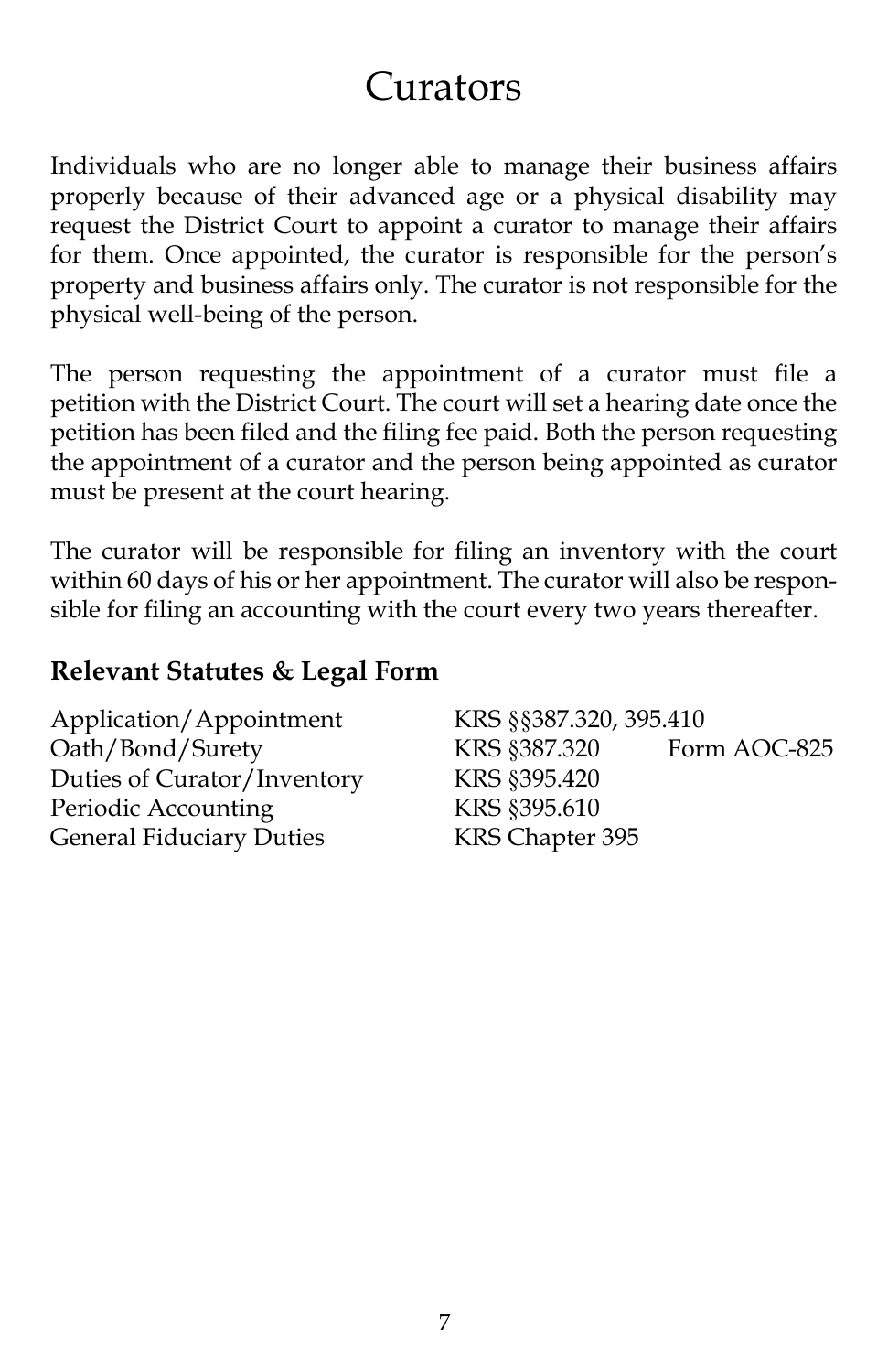# Curators

Individuals who are no longer able to manage their business affairs properly because of their advanced age or a physical disability may request the District Court to appoint a curator to manage their affairs for them. Once appointed, the curator is responsible for the person's property and business affairs only. The curator is not responsible for the physical well-being of the person.

The person requesting the appointment of a curator must file a petition with the District Court. The court will set a hearing date once the petition has been filed and the filing fee paid. Both the person requesting the appointment of a curator and the person being appointed as curator must be present at the court hearing.

The curator will be responsible for filing an inventory with the court within 60 days of his or her appointment. The curator will also be responsible for filing an accounting with the court every two years thereafter.

## Relevant Statutes & Legal Form

| | | |
|---|---|---|
| Application/Appointment | KRS §§387.320, 395.410 | |
| Oath/Bond/Surety | KRS §387.320 | Form AOC-825 |
| Duties of Curator/Inventory | KRS §395.420 | |
| Periodic Accounting | KRS §395.610 | |
| General Fiduciary Duties | KRS Chapter 395 | |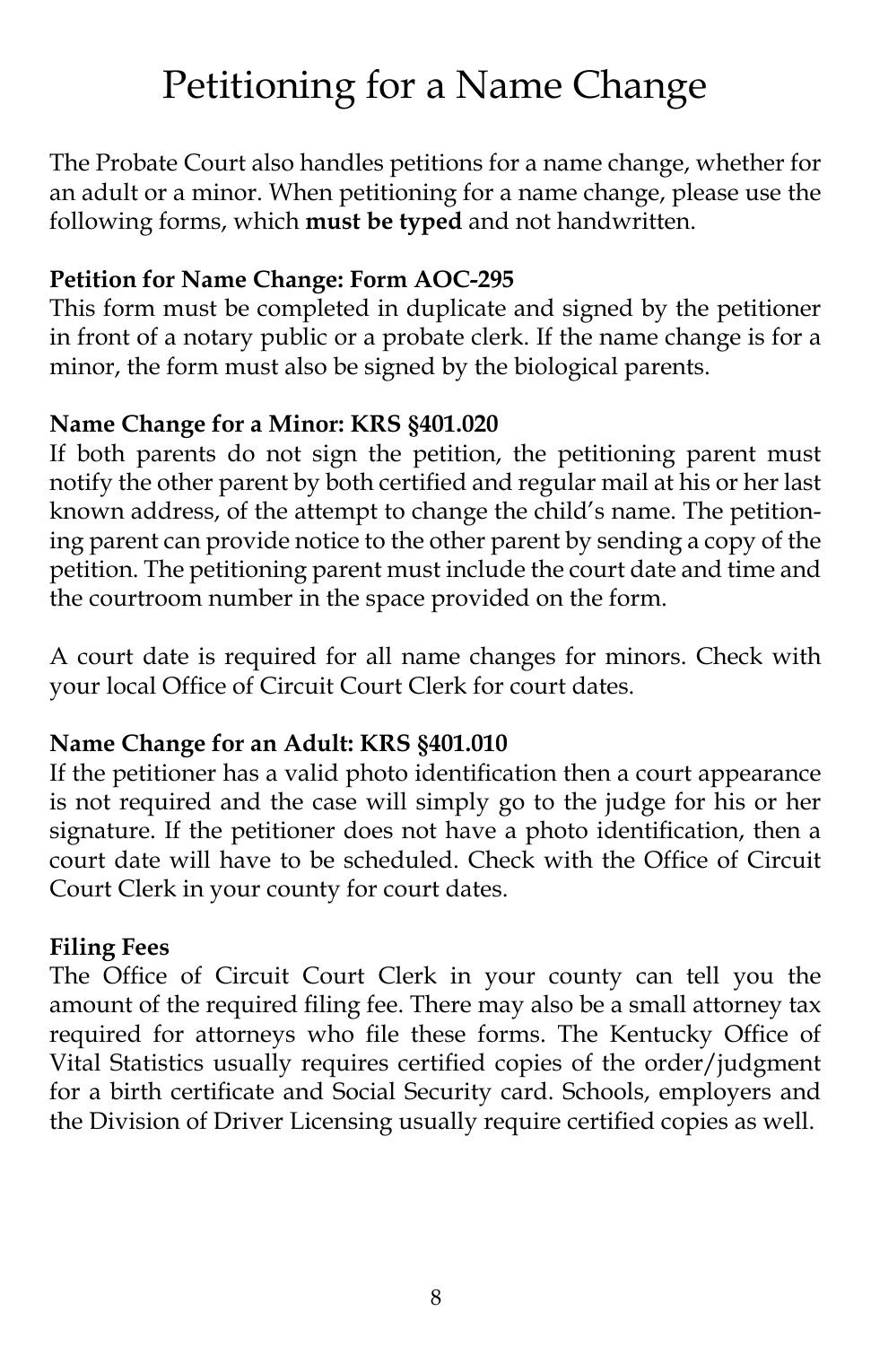# Petitioning for a Name Change

The Probate Court also handles petitions for a name change, whether for an adult or a minor. When petitioning for a name change, please use the following forms, which **must be typed** and not handwritten.

**Petition for Name Change: Form AOC-295**
This form must be completed in duplicate and signed by the petitioner in front of a notary public or a probate clerk. If the name change is for a minor, the form must also be signed by the biological parents.

**Name Change for a Minor: KRS §401.020**
If both parents do not sign the petition, the petitioning parent must notify the other parent by both certified and regular mail at his or her last known address, of the attempt to change the child's name. The petitioning parent can provide notice to the other parent by sending a copy of the petition. The petitioning parent must include the court date and time and the courtroom number in the space provided on the form.

A court date is required for all name changes for minors. Check with your local Office of Circuit Court Clerk for court dates.

**Name Change for an Adult: KRS §401.010**
If the petitioner has a valid photo identification then a court appearance is not required and the case will simply go to the judge for his or her signature. If the petitioner does not have a photo identification, then a court date will have to be scheduled. Check with the Office of Circuit Court Clerk in your county for court dates.

**Filing Fees**
The Office of Circuit Court Clerk in your county can tell you the amount of the required filing fee. There may also be a small attorney tax required for attorneys who file these forms. The Kentucky Office of Vital Statistics usually requires certified copies of the order/judgment for a birth certificate and Social Security card. Schools, employers and the Division of Driver Licensing usually require certified copies as well.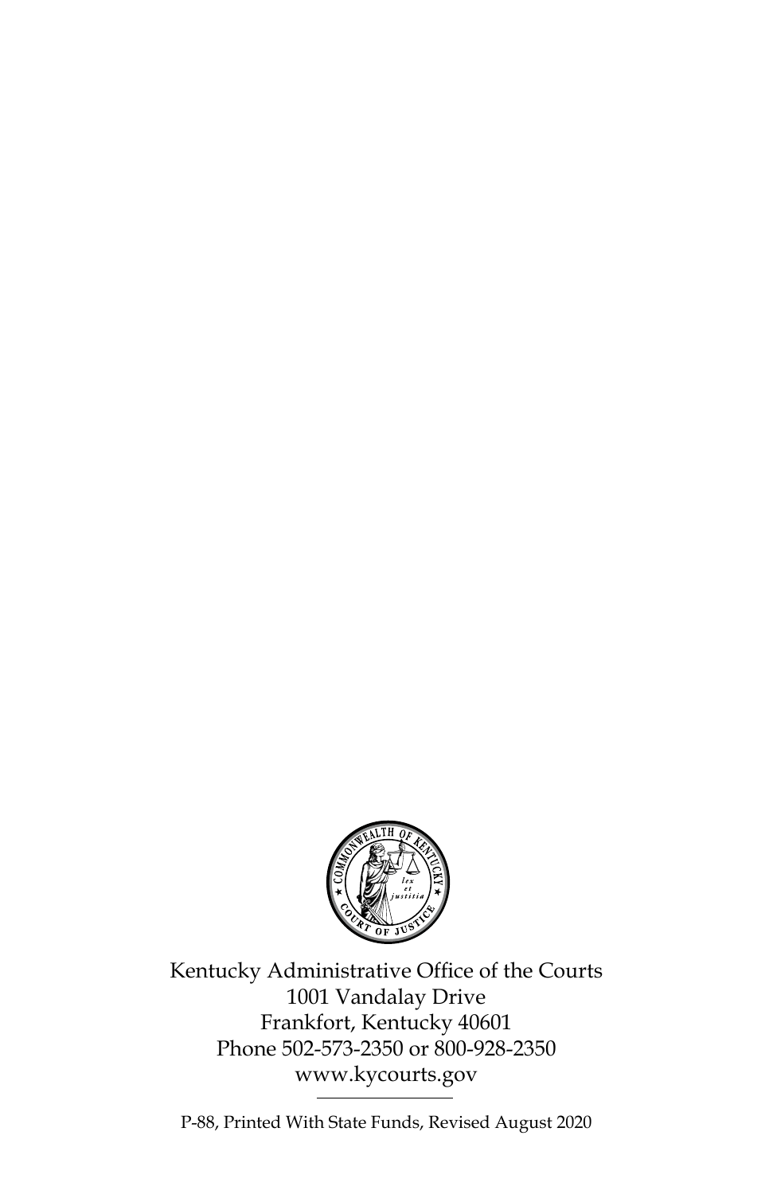Kentucky Administrative Office of the Courts
1001 Vandalay Drive
Frankfort, Kentucky 40601
Phone 502-573-2350 or 800-928-2350
www.kycourts.gov

P-88, Printed With State Funds, Revised August 2020